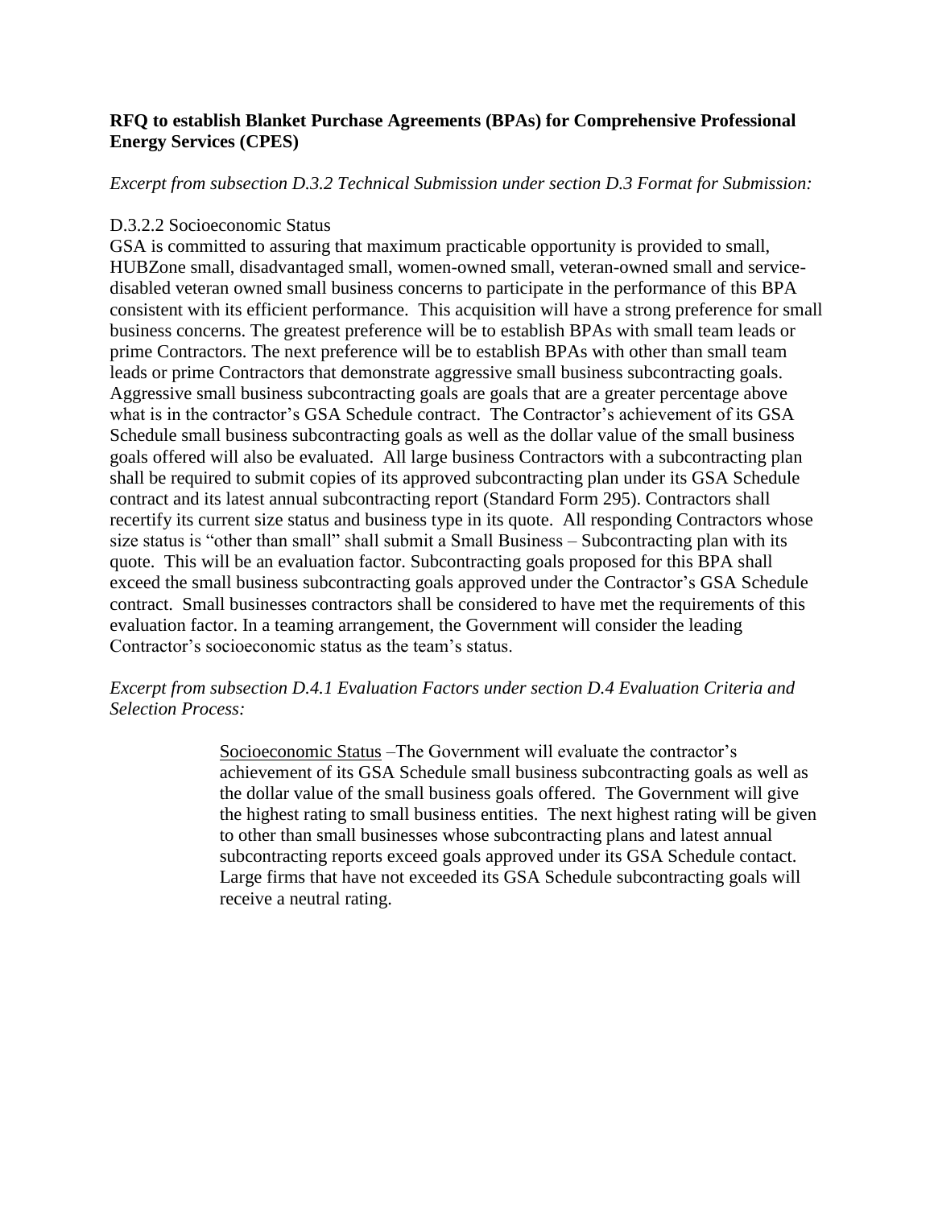**RFQ to establish Blanket Purchase Agreements (BPAs) for Comprehensive Professional Energy Services (CPES)**

*Excerpt from subsection D.3.2 Technical Submission under section D.3 Format for Submission:*

D.3.2.2 Socioeconomic Status

GSA is committed to assuring that maximum practicable opportunity is provided to small, HUBZone small, disadvantaged small, women-owned small, veteran-owned small and service-disabled veteran owned small business concerns to participate in the performance of this BPA consistent with its efficient performance. This acquisition will have a strong preference for small business concerns. The greatest preference will be to establish BPAs with small team leads or prime Contractors. The next preference will be to establish BPAs with other than small team leads or prime Contractors that demonstrate aggressive small business subcontracting goals. Aggressive small business subcontracting goals are goals that are a greater percentage above what is in the contractor's GSA Schedule contract. The Contractor's achievement of its GSA Schedule small business subcontracting goals as well as the dollar value of the small business goals offered will also be evaluated. All large business Contractors with a subcontracting plan shall be required to submit copies of its approved subcontracting plan under its GSA Schedule contract and its latest annual subcontracting report (Standard Form 295). Contractors shall recertify its current size status and business type in its quote. All responding Contractors whose size status is "other than small" shall submit a Small Business – Subcontracting plan with its quote. This will be an evaluation factor. Subcontracting goals proposed for this BPA shall exceed the small business subcontracting goals approved under the Contractor's GSA Schedule contract. Small businesses contractors shall be considered to have met the requirements of this evaluation factor. In a teaming arrangement, the Government will consider the leading Contractor's socioeconomic status as the team's status.

*Excerpt from subsection D.4.1 Evaluation Factors under section D.4 Evaluation Criteria and Selection Process:*

> Socioeconomic Status –The Government will evaluate the contractor's achievement of its GSA Schedule small business subcontracting goals as well as the dollar value of the small business goals offered. The Government will give the highest rating to small business entities. The next highest rating will be given to other than small businesses whose subcontracting plans and latest annual subcontracting reports exceed goals approved under its GSA Schedule contact. Large firms that have not exceeded its GSA Schedule subcontracting goals will receive a neutral rating.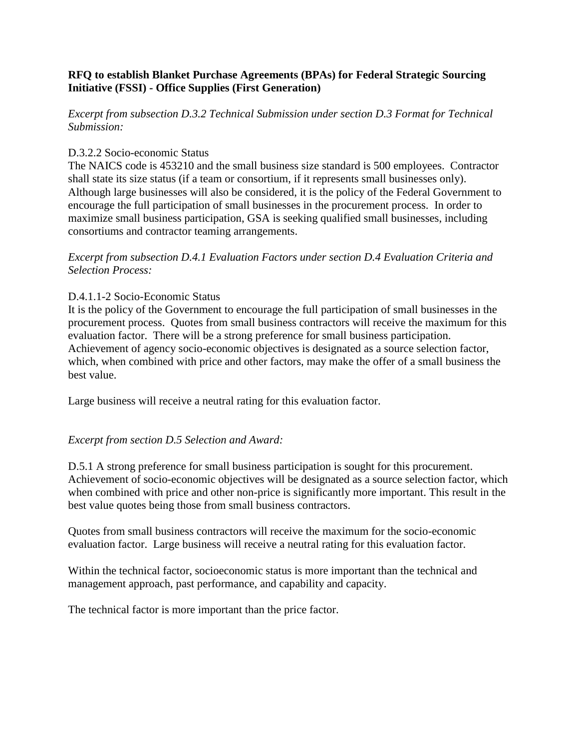**RFQ to establish Blanket Purchase Agreements (BPAs) for Federal Strategic Sourcing Initiative (FSSI) - Office Supplies (First Generation)**

*Excerpt from subsection D.3.2 Technical Submission under section D.3 Format for Technical Submission:*

D.3.2.2 Socio-economic Status

The NAICS code is 453210 and the small business size standard is 500 employees. Contractor shall state its size status (if a team or consortium, if it represents small businesses only). Although large businesses will also be considered, it is the policy of the Federal Government to encourage the full participation of small businesses in the procurement process. In order to maximize small business participation, GSA is seeking qualified small businesses, including consortiums and contractor teaming arrangements.

*Excerpt from subsection D.4.1 Evaluation Factors under section D.4 Evaluation Criteria and Selection Process:*

D.4.1.1-2 Socio-Economic Status

It is the policy of the Government to encourage the full participation of small businesses in the procurement process. Quotes from small business contractors will receive the maximum for this evaluation factor. There will be a strong preference for small business participation. Achievement of agency socio-economic objectives is designated as a source selection factor, which, when combined with price and other factors, may make the offer of a small business the best value.

Large business will receive a neutral rating for this evaluation factor.

*Excerpt from section D.5 Selection and Award:*

D.5.1 A strong preference for small business participation is sought for this procurement. Achievement of socio-economic objectives will be designated as a source selection factor, which when combined with price and other non-price is significantly more important. This result in the best value quotes being those from small business contractors.

Quotes from small business contractors will receive the maximum for the socio-economic evaluation factor. Large business will receive a neutral rating for this evaluation factor.

Within the technical factor, socioeconomic status is more important than the technical and management approach, past performance, and capability and capacity.

The technical factor is more important than the price factor.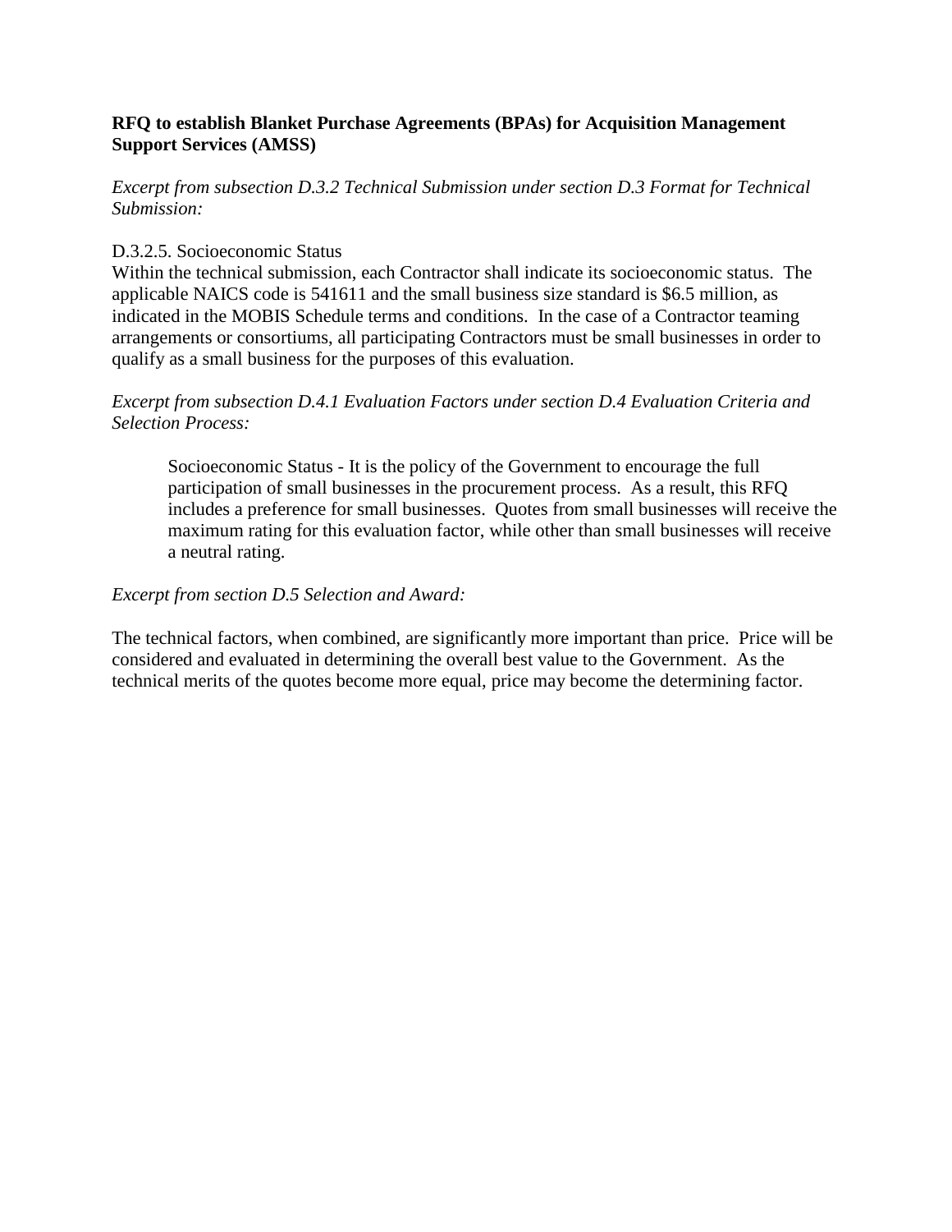**RFQ to establish Blanket Purchase Agreements (BPAs) for Acquisition Management Support Services (AMSS)**

*Excerpt from subsection D.3.2 Technical Submission under section D.3 Format for Technical Submission:*

D.3.2.5. Socioeconomic Status
Within the technical submission, each Contractor shall indicate its socioeconomic status. The applicable NAICS code is 541611 and the small business size standard is $6.5 million, as indicated in the MOBIS Schedule terms and conditions. In the case of a Contractor teaming arrangements or consortiums, all participating Contractors must be small businesses in order to qualify as a small business for the purposes of this evaluation.

*Excerpt from subsection D.4.1 Evaluation Factors under section D.4 Evaluation Criteria and Selection Process:*

> Socioeconomic Status - It is the policy of the Government to encourage the full participation of small businesses in the procurement process. As a result, this RFQ includes a preference for small businesses. Quotes from small businesses will receive the maximum rating for this evaluation factor, while other than small businesses will receive a neutral rating.

*Excerpt from section D.5 Selection and Award:*

The technical factors, when combined, are significantly more important than price. Price will be considered and evaluated in determining the overall best value to the Government. As the technical merits of the quotes become more equal, price may become the determining factor.